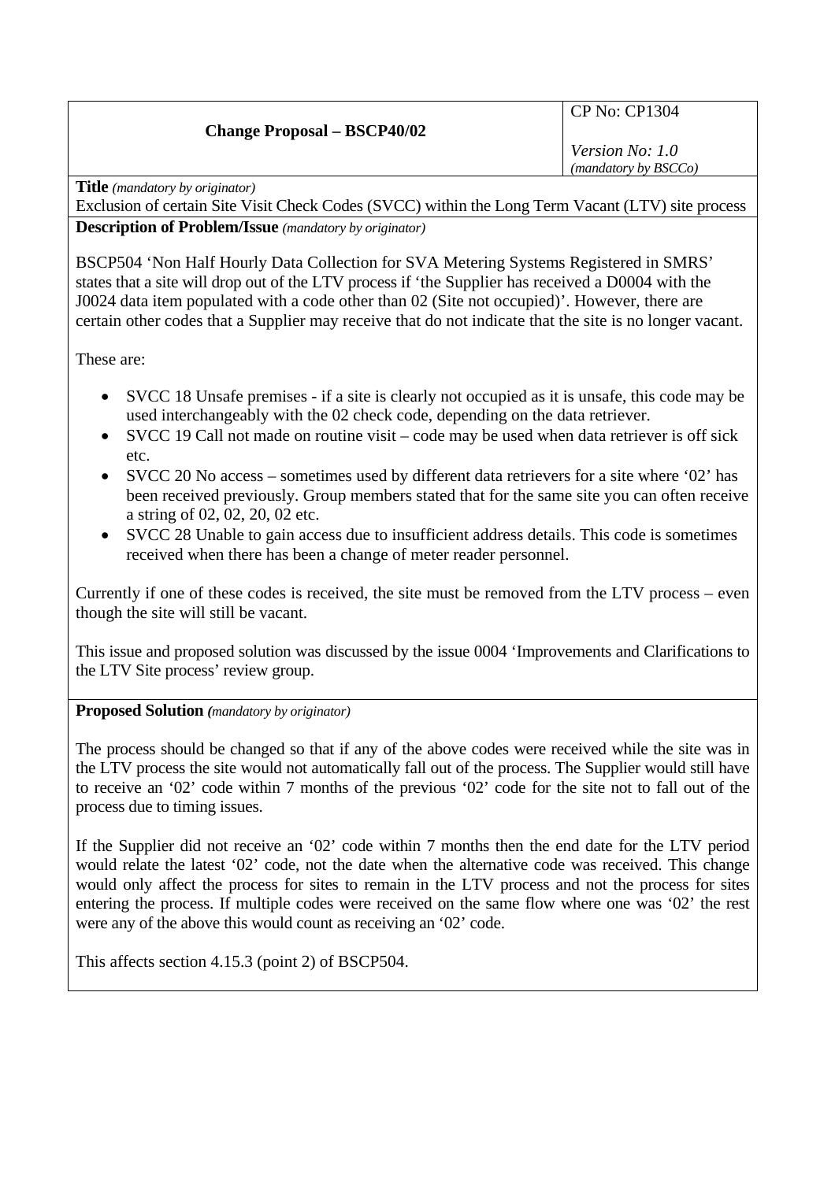| **Change Proposal – BSCP40/02** | CP No: CP1304<br><br>*Version No: 1.0*<br>*(mandatory by BSCCo)* |
|---|---|

**Title** *(mandatory by originator)*

Exclusion of certain Site Visit Check Codes (SVCC) within the Long Term Vacant (LTV) site process

**Description of Problem/Issue** *(mandatory by originator)*

BSCP504 'Non Half Hourly Data Collection for SVA Metering Systems Registered in SMRS' states that a site will drop out of the LTV process if 'the Supplier has received a D0004 with the J0024 data item populated with a code other than 02 (Site not occupied)'. However, there are certain other codes that a Supplier may receive that do not indicate that the site is no longer vacant.

These are:

- SVCC 18 Unsafe premises - if a site is clearly not occupied as it is unsafe, this code may be used interchangeably with the 02 check code, depending on the data retriever.
- SVCC 19 Call not made on routine visit – code may be used when data retriever is off sick etc.
- SVCC 20 No access – sometimes used by different data retrievers for a site where '02' has been received previously. Group members stated that for the same site you can often receive a string of 02, 02, 20, 02 etc.
- SVCC 28 Unable to gain access due to insufficient address details. This code is sometimes received when there has been a change of meter reader personnel.

Currently if one of these codes is received, the site must be removed from the LTV process – even though the site will still be vacant.

This issue and proposed solution was discussed by the issue 0004 'Improvements and Clarifications to the LTV Site process' review group.

**Proposed Solution** *(mandatory by originator)*

The process should be changed so that if any of the above codes were received while the site was in the LTV process the site would not automatically fall out of the process. The Supplier would still have to receive an '02' code within 7 months of the previous '02' code for the site not to fall out of the process due to timing issues.

If the Supplier did not receive an '02' code within 7 months then the end date for the LTV period would relate the latest '02' code, not the date when the alternative code was received. This change would only affect the process for sites to remain in the LTV process and not the process for sites entering the process. If multiple codes were received on the same flow where one was '02' the rest were any of the above this would count as receiving an '02' code.

This affects section 4.15.3 (point 2) of BSCP504.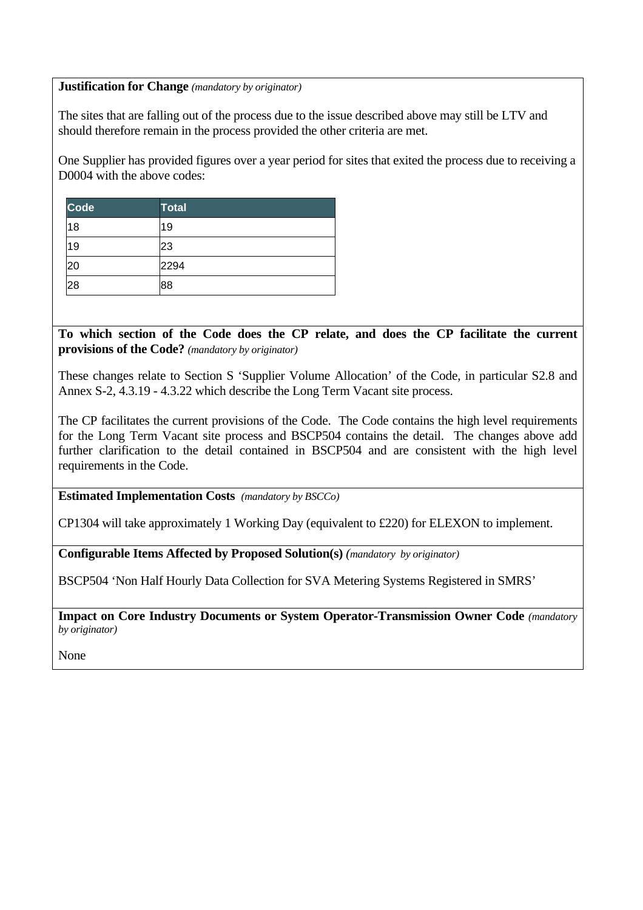**Justification for Change** *(mandatory by originator)*

The sites that are falling out of the process due to the issue described above may still be LTV and should therefore remain in the process provided the other criteria are met.

One Supplier has provided figures over a year period for sites that exited the process due to receiving a D0004 with the above codes:

| Code | Total |
|---|---|
| 18 | 19 |
| 19 | 23 |
| 20 | 2294 |
| 28 | 88 |

**To which section of the Code does the CP relate, and does the CP facilitate the current provisions of the Code?** *(mandatory by originator)*

These changes relate to Section S 'Supplier Volume Allocation' of the Code, in particular S2.8 and Annex S-2, 4.3.19 - 4.3.22 which describe the Long Term Vacant site process.

The CP facilitates the current provisions of the Code. The Code contains the high level requirements for the Long Term Vacant site process and BSCP504 contains the detail. The changes above add further clarification to the detail contained in BSCP504 and are consistent with the high level requirements in the Code.

**Estimated Implementation Costs** *(mandatory by BSCCo)*

CP1304 will take approximately 1 Working Day (equivalent to £220) for ELEXON to implement.

**Configurable Items Affected by Proposed Solution(s)** *(mandatory by originator)*

BSCP504 'Non Half Hourly Data Collection for SVA Metering Systems Registered in SMRS'

**Impact on Core Industry Documents or System Operator-Transmission Owner Code** *(mandatory by originator)*

None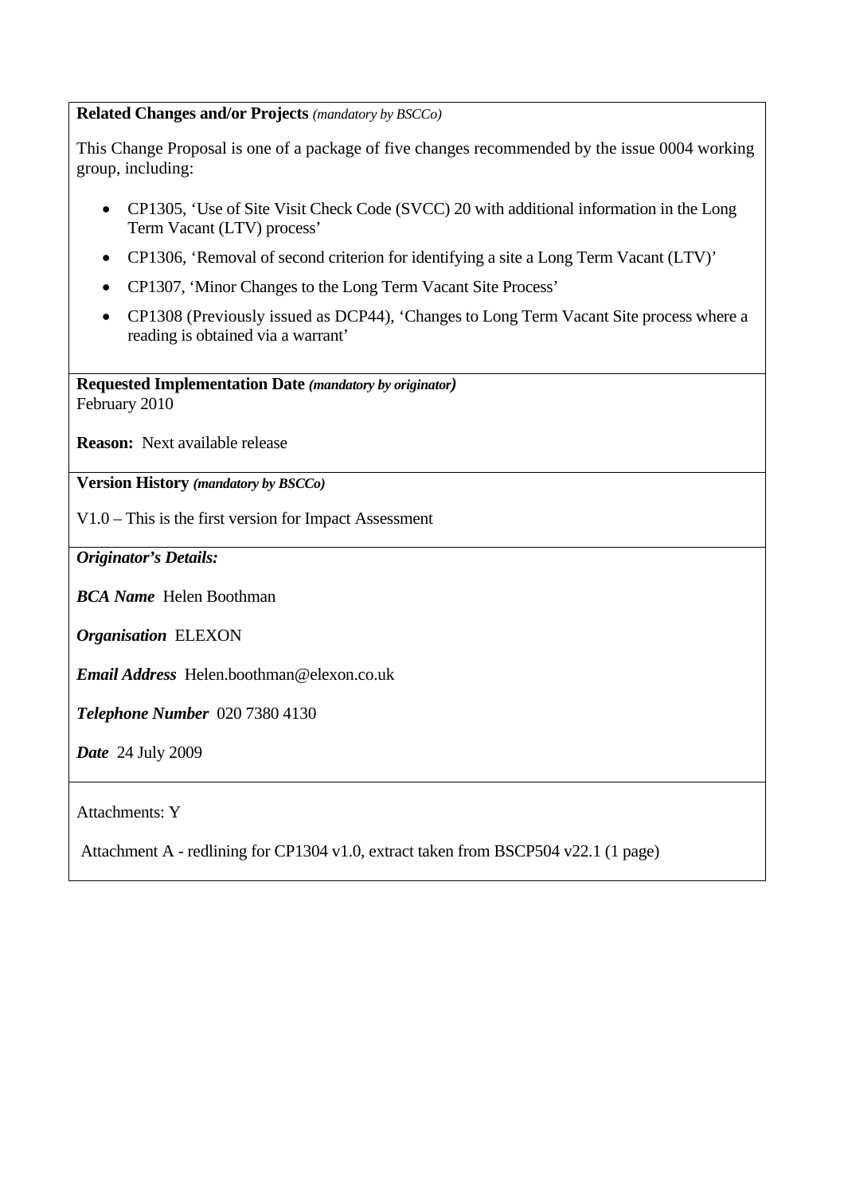**Related Changes and/or Projects** *(mandatory by BSCCo)*

This Change Proposal is one of a package of five changes recommended by the issue 0004 working group, including:

- CP1305, 'Use of Site Visit Check Code (SVCC) 20 with additional information in the Long Term Vacant (LTV) process'
- CP1306, 'Removal of second criterion for identifying a site a Long Term Vacant (LTV)'
- CP1307, 'Minor Changes to the Long Term Vacant Site Process'
- CP1308 (Previously issued as DCP44), 'Changes to Long Term Vacant Site process where a reading is obtained via a warrant'

**Requested Implementation Date** ***(mandatory by originator)***
February 2010

**Reason:** Next available release

**Version History** ***(mandatory by BSCCo)***

V1.0 – This is the first version for Impact Assessment

***Originator's Details:***

***BCA Name*** Helen Boothman

***Organisation*** ELEXON

***Email Address*** Helen.boothman@elexon.co.uk

***Telephone Number*** 020 7380 4130

***Date*** 24 July 2009

Attachments: Y

Attachment A - redlining for CP1304 v1.0, extract taken from BSCP504 v22.1 (1 page)